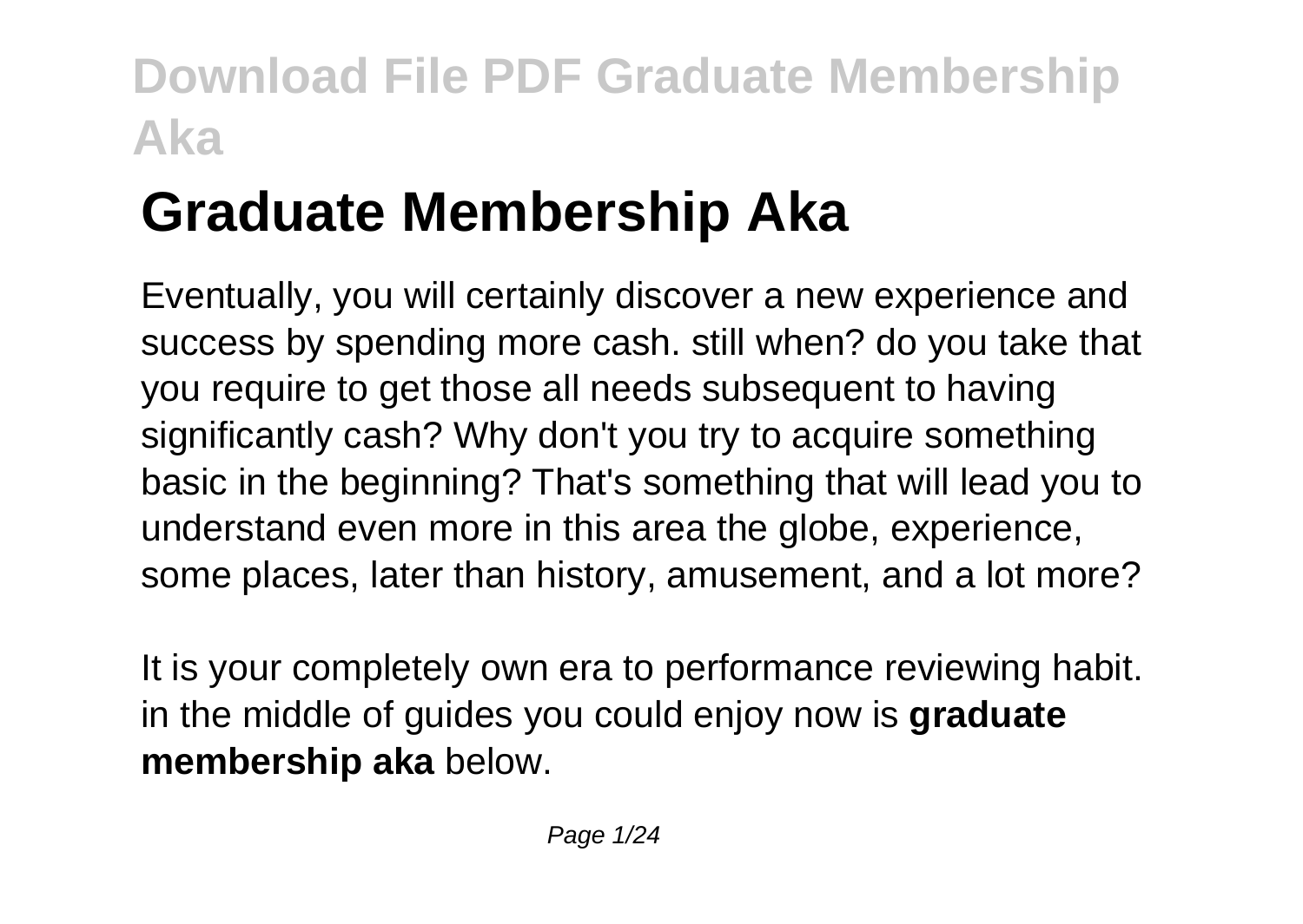# Graduate Membership Aka

Eventually, you will certainly discover a new experience and success by spending more cash. still when? do you take that you require to get those all needs subsequent to having significantly cash? Why don't you try to acquire something basic in the beginning? That's something that will lead you to understand even more in this area the globe, experience, some places, later than history, amusement, and a lot more?

It is your completely own era to performance reviewing habit. in the middle of guides you could enjoy now is **graduate membership aka** below.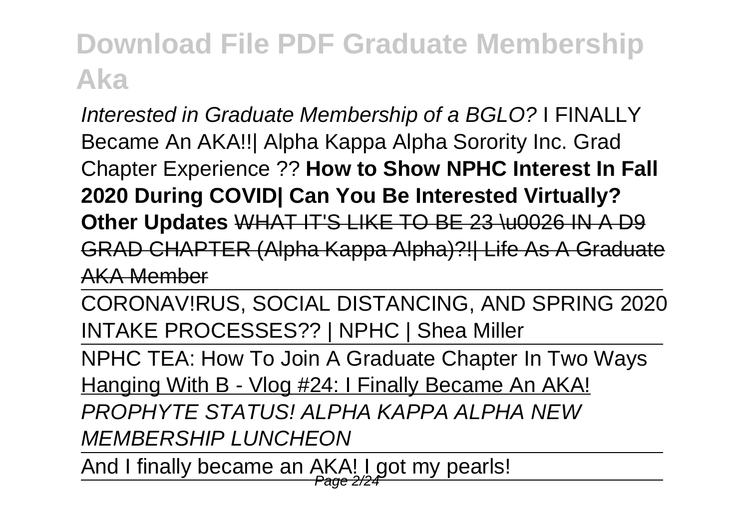*Interested in Graduate Membership of a BGLO?* I FINALLY Became An AKA!!| Alpha Kappa Alpha Sorority Inc. Grad Chapter Experience ?? **How to Show NPHC Interest In Fall 2020 During COVID| Can You Be Interested Virtually? Other Updates** ~~WHAT IT'S LIKE TO BE 23 \u0026 IN A D9 GRAD CHAPTER (Alpha Kappa Alpha)?!| Life As A Graduate AKA Member~~

CORONAV!RUS, SOCIAL DISTANCING, AND SPRING 2020 INTAKE PROCESSES?? | NPHC | Shea Miller

NPHC TEA: How To Join A Graduate Chapter In Two Ways

Hanging With B - Vlog #24: I Finally Became An AKA!

*PROPHYTE STATUS! ALPHA KAPPA ALPHA NEW MEMBERSHIP LUNCHEON*

And I finally became an AKA! I got my pearls!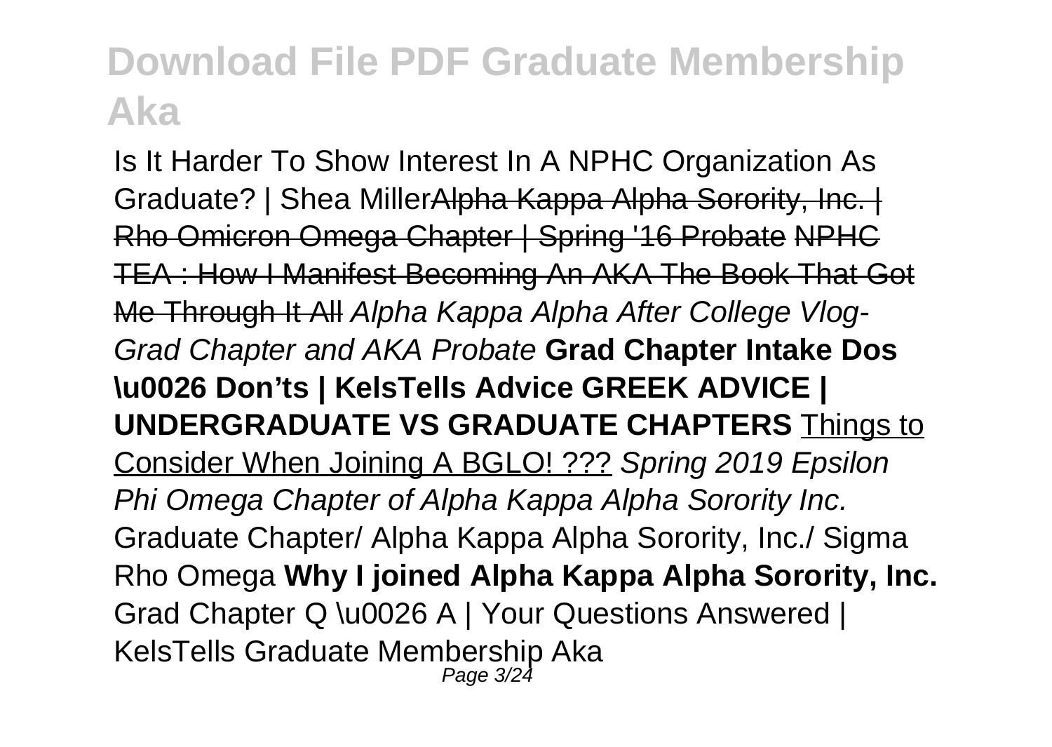Is It Harder To Show Interest In A NPHC Organization As Graduate? | Shea Miller~~Alpha Kappa Alpha Sorority, Inc. | Rho Omicron Omega Chapter | Spring '16 Probate~~ ~~NPHC TEA : How I Manifest Becoming An AKA The Book That Got Me Through It All~~ *Alpha Kappa Alpha After College Vlog-Grad Chapter and AKA Probate* **Grad Chapter Intake Dos \u0026 Don'ts | KelsTells Advice GREEK ADVICE | UNDERGRADUATE VS GRADUATE CHAPTERS** Things to Consider When Joining A BGLO! ??? *Spring 2019 Epsilon Phi Omega Chapter of Alpha Kappa Alpha Sorority Inc.* Graduate Chapter/ Alpha Kappa Alpha Sorority, Inc./ Sigma Rho Omega **Why I joined Alpha Kappa Alpha Sorority, Inc.** Grad Chapter Q \u0026 A | Your Questions Answered | KelsTells Graduate Membership Aka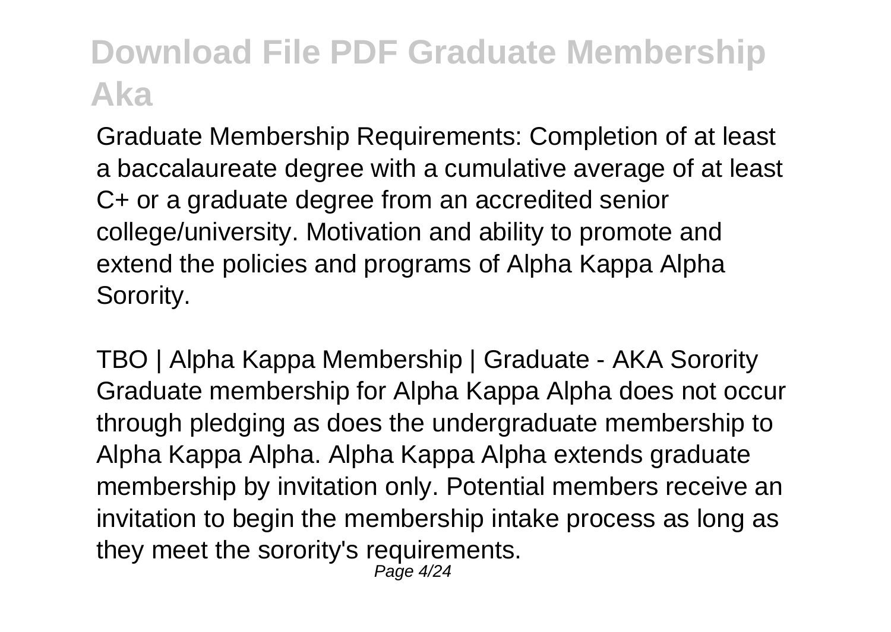Graduate Membership Requirements: Completion of at least a baccalaureate degree with a cumulative average of at least C+ or a graduate degree from an accredited senior college/university. Motivation and ability to promote and extend the policies and programs of Alpha Kappa Alpha Sorority.

TBO | Alpha Kappa Membership | Graduate - AKA Sorority
Graduate membership for Alpha Kappa Alpha does not occur through pledging as does the undergraduate membership to Alpha Kappa Alpha. Alpha Kappa Alpha extends graduate membership by invitation only. Potential members receive an invitation to begin the membership intake process as long as they meet the sorority's requirements.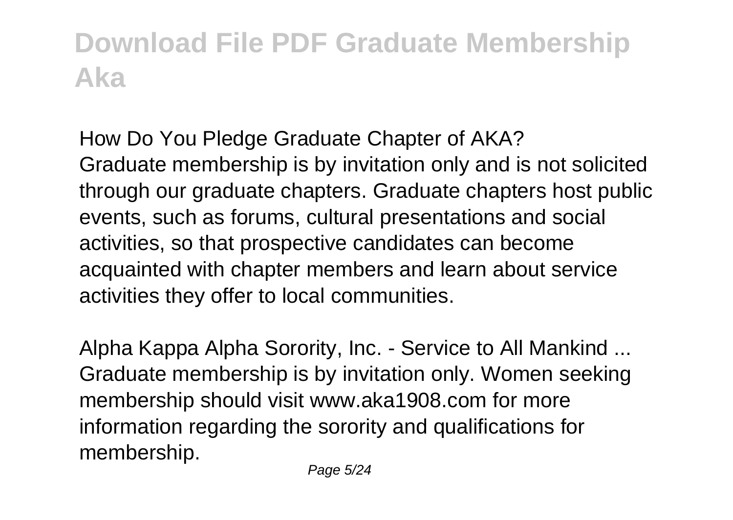How Do You Pledge Graduate Chapter of AKA?
Graduate membership is by invitation only and is not solicited through our graduate chapters. Graduate chapters host public events, such as forums, cultural presentations and social activities, so that prospective candidates can become acquainted with chapter members and learn about service activities they offer to local communities.

Alpha Kappa Alpha Sorority, Inc. - Service to All Mankind ...
Graduate membership is by invitation only. Women seeking membership should visit www.aka1908.com for more information regarding the sorority and qualifications for membership.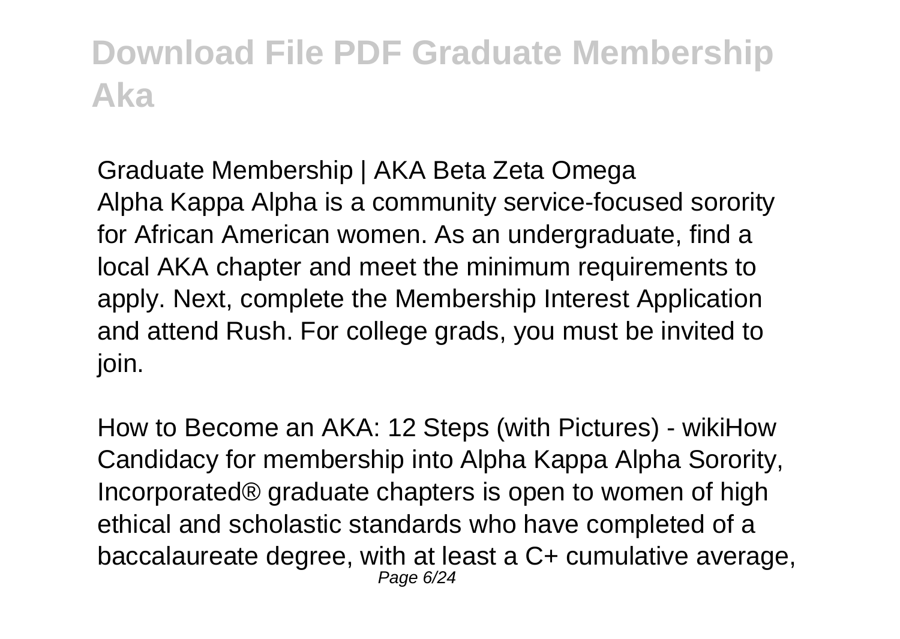Graduate Membership | AKA Beta Zeta Omega
Alpha Kappa Alpha is a community service-focused sorority for African American women. As an undergraduate, find a local AKA chapter and meet the minimum requirements to apply. Next, complete the Membership Interest Application and attend Rush. For college grads, you must be invited to join.

How to Become an AKA: 12 Steps (with Pictures) - wikiHow
Candidacy for membership into Alpha Kappa Alpha Sorority, Incorporated® graduate chapters is open to women of high ethical and scholastic standards who have completed of a baccalaureate degree, with at least a C+ cumulative average,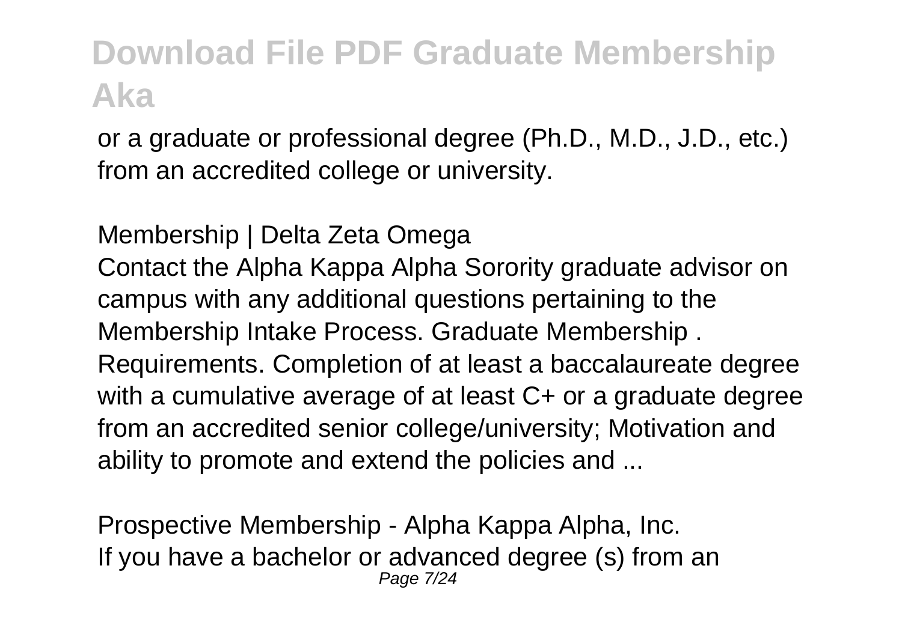or a graduate or professional degree (Ph.D., M.D., J.D., etc.) from an accredited college or university.

Membership | Delta Zeta Omega

Contact the Alpha Kappa Alpha Sorority graduate advisor on campus with any additional questions pertaining to the Membership Intake Process. Graduate Membership . Requirements. Completion of at least a baccalaureate degree with a cumulative average of at least C+ or a graduate degree from an accredited senior college/university; Motivation and ability to promote and extend the policies and ...

Prospective Membership - Alpha Kappa Alpha, Inc.

If you have a bachelor or advanced degree (s) from an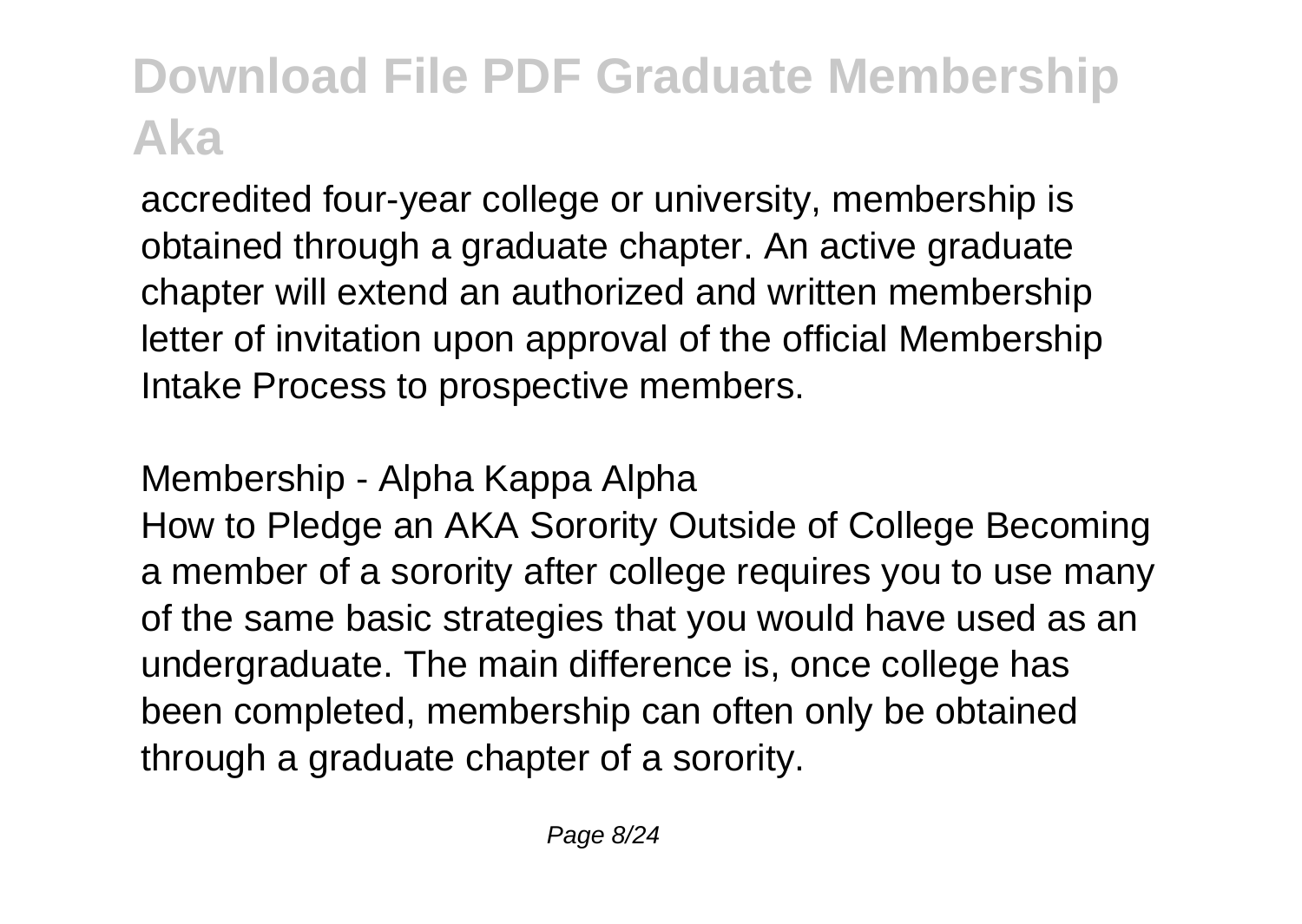accredited four-year college or university, membership is obtained through a graduate chapter. An active graduate chapter will extend an authorized and written membership letter of invitation upon approval of the official Membership Intake Process to prospective members.

Membership - Alpha Kappa Alpha

How to Pledge an AKA Sorority Outside of College Becoming a member of a sorority after college requires you to use many of the same basic strategies that you would have used as an undergraduate. The main difference is, once college has been completed, membership can often only be obtained through a graduate chapter of a sorority.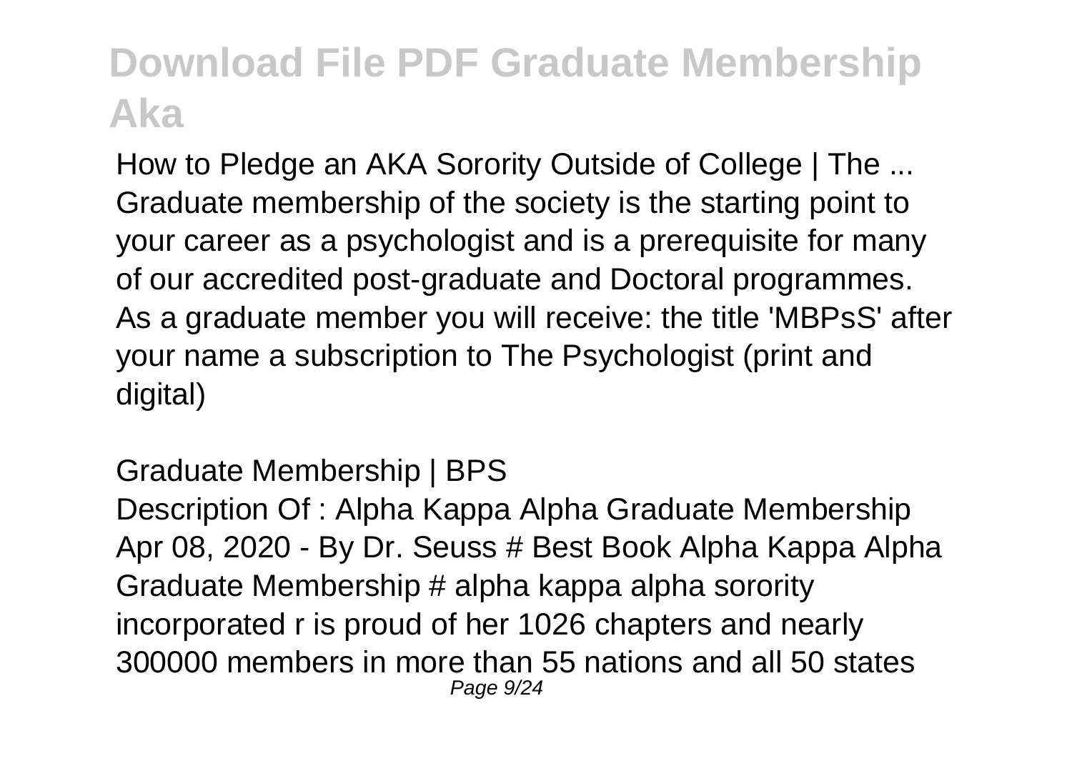# Download File PDF Graduate Membership Aka

How to Pledge an AKA Sorority Outside of College | The ...
Graduate membership of the society is the starting point to your career as a psychologist and is a prerequisite for many of our accredited post-graduate and Doctoral programmes. As a graduate member you will receive: the title 'MBPsS' after your name a subscription to The Psychologist (print and digital)

Graduate Membership | BPS
Description Of : Alpha Kappa Alpha Graduate Membership Apr 08, 2020 - By Dr. Seuss # Best Book Alpha Kappa Alpha Graduate Membership # alpha kappa alpha sorority incorporated r is proud of her 1026 chapters and nearly 300000 members in more than 55 nations and all 50 states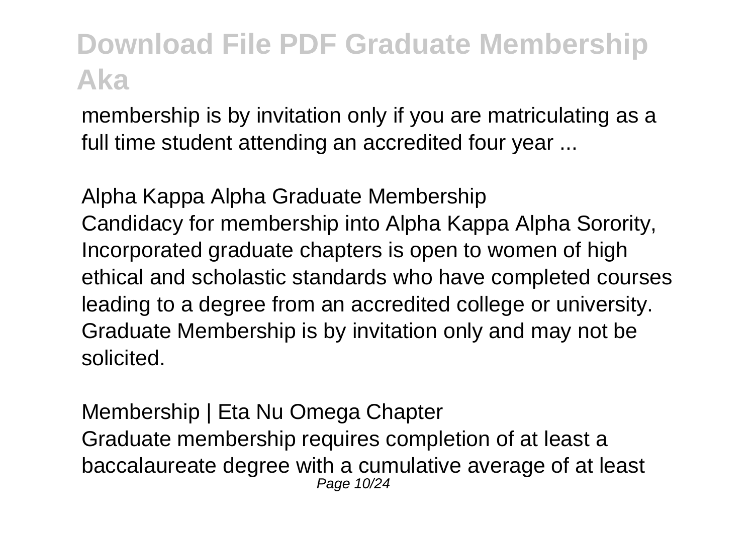membership is by invitation only if you are matriculating as a full time student attending an accredited four year ...

Alpha Kappa Alpha Graduate Membership
Candidacy for membership into Alpha Kappa Alpha Sorority, Incorporated graduate chapters is open to women of high ethical and scholastic standards who have completed courses leading to a degree from an accredited college or university. Graduate Membership is by invitation only and may not be solicited.

Membership | Eta Nu Omega Chapter
Graduate membership requires completion of at least a baccalaureate degree with a cumulative average of at least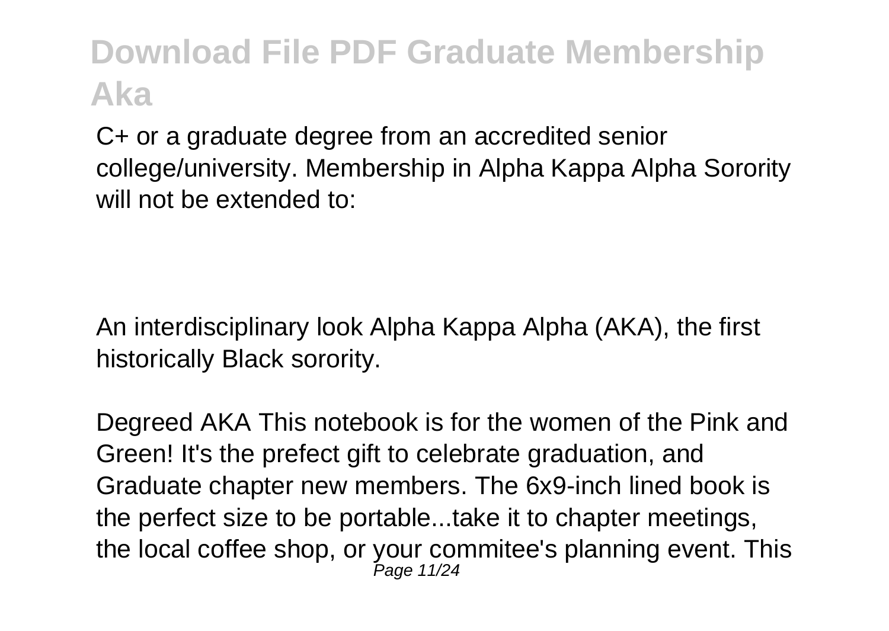C+ or a graduate degree from an accredited senior college/university. Membership in Alpha Kappa Alpha Sorority will not be extended to:

An interdisciplinary look Alpha Kappa Alpha (AKA), the first historically Black sorority.

Degreed AKA This notebook is for the women of the Pink and Green! It's the prefect gift to celebrate graduation, and Graduate chapter new members. The 6x9-inch lined book is the perfect size to be portable...take it to chapter meetings, the local coffee shop, or your commitee's planning event. This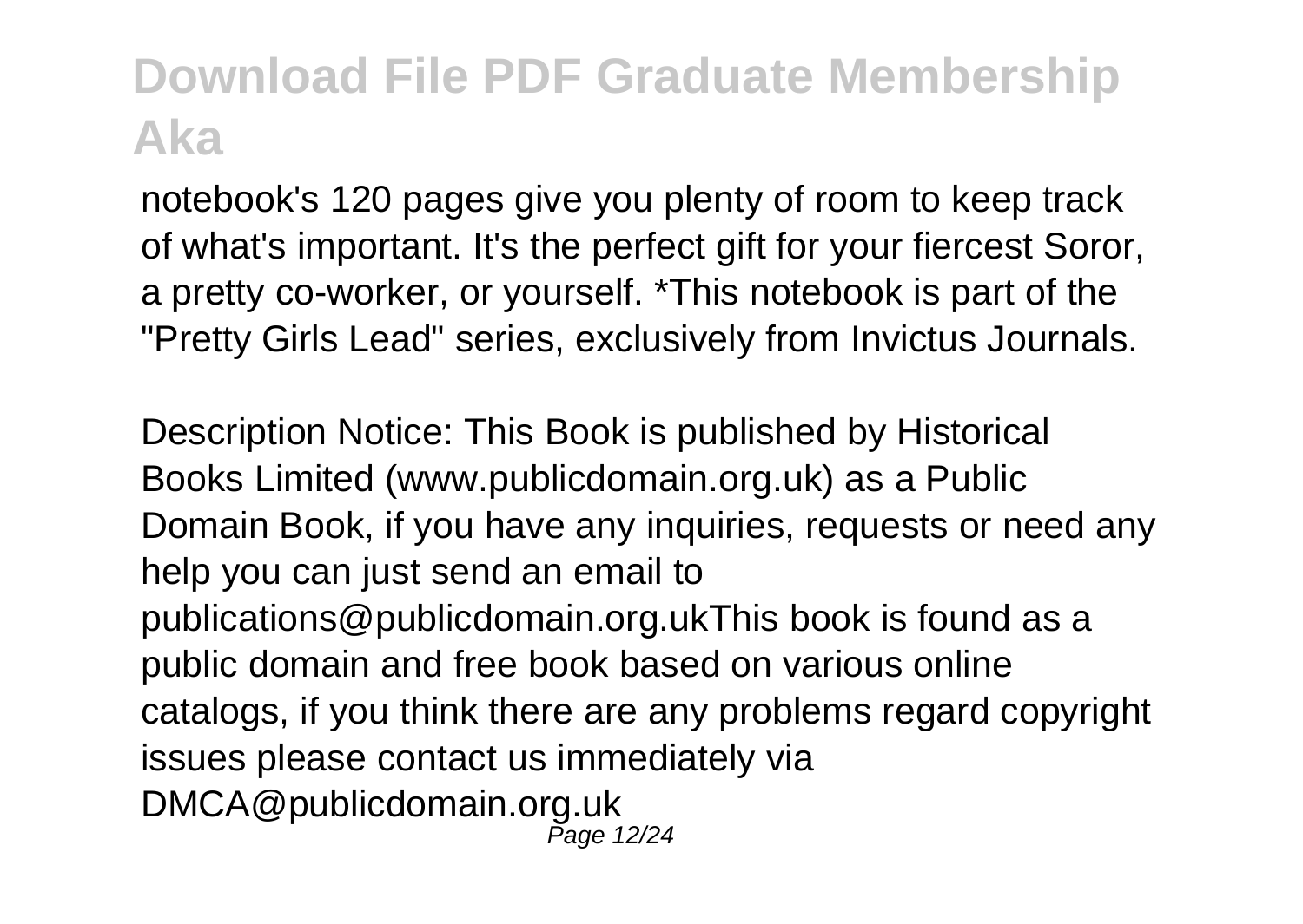notebook's 120 pages give you plenty of room to keep track of what's important. It's the perfect gift for your fiercest Soror, a pretty co-worker, or yourself. *This notebook is part of the "Pretty Girls Lead" series, exclusively from Invictus Journals.

Description Notice: This Book is published by Historical Books Limited (www.publicdomain.org.uk) as a Public Domain Book, if you have any inquiries, requests or need any help you can just send an email to publications@publicdomain.org.ukThis book is found as a public domain and free book based on various online catalogs, if you think there are any problems regard copyright issues please contact us immediately via DMCA@publicdomain.org.uk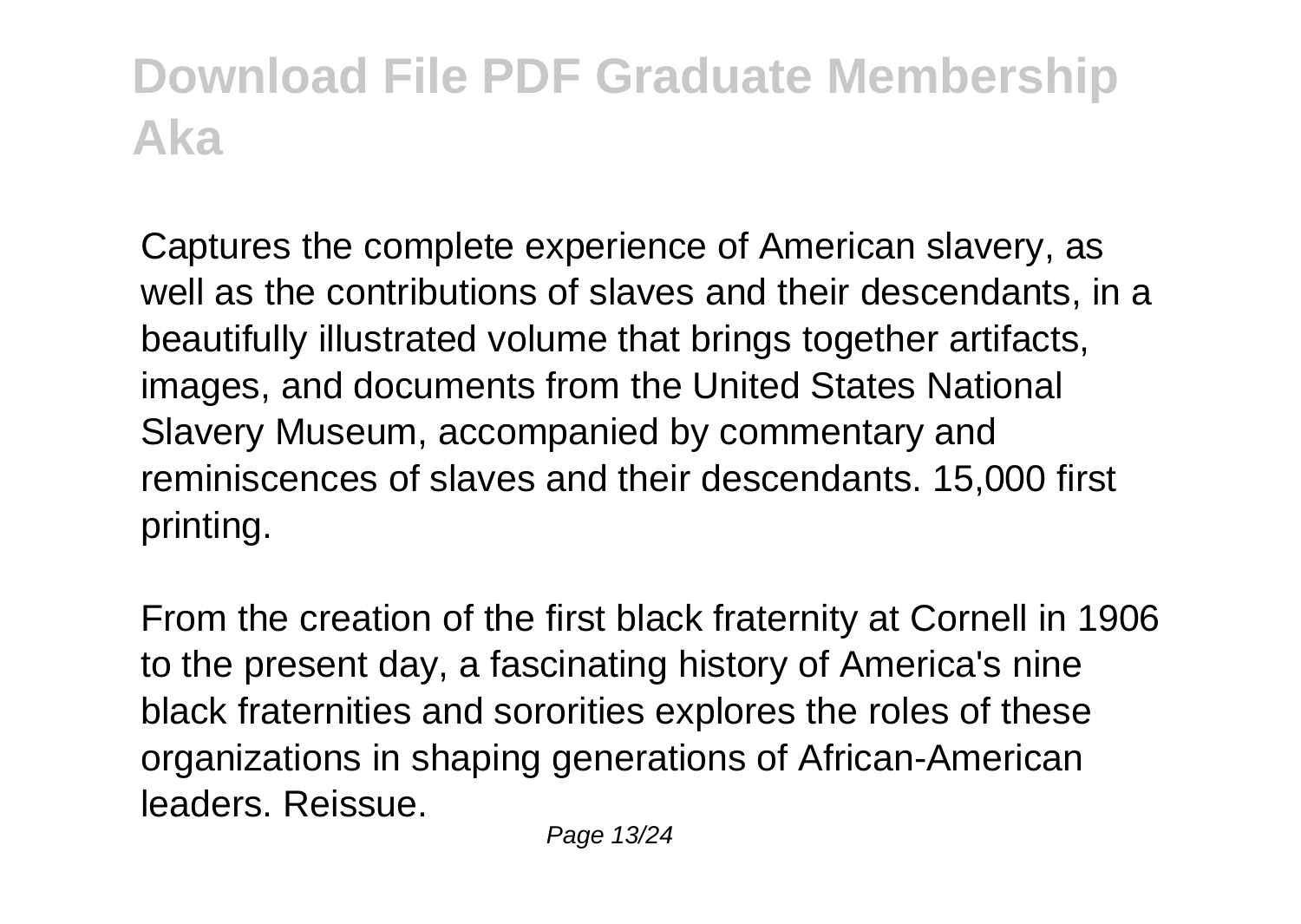Captures the complete experience of American slavery, as well as the contributions of slaves and their descendants, in a beautifully illustrated volume that brings together artifacts, images, and documents from the United States National Slavery Museum, accompanied by commentary and reminiscences of slaves and their descendants. 15,000 first printing.

From the creation of the first black fraternity at Cornell in 1906 to the present day, a fascinating history of America's nine black fraternities and sororities explores the roles of these organizations in shaping generations of African-American leaders. Reissue.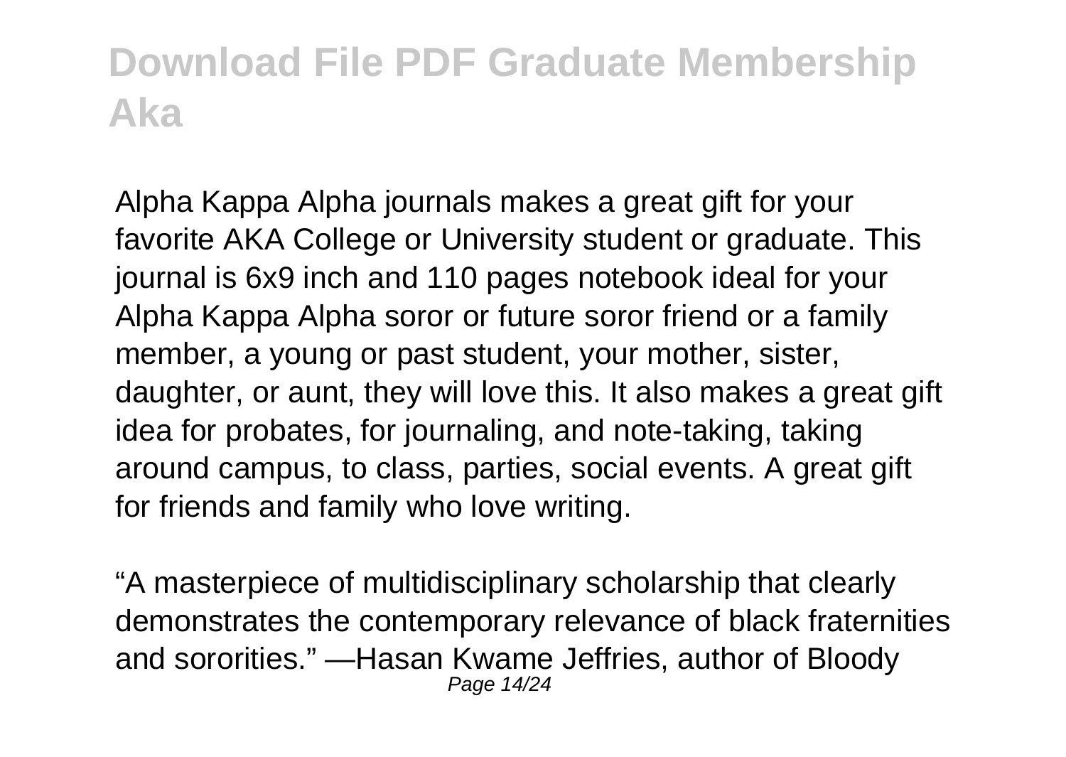Alpha Kappa Alpha journals makes a great gift for your favorite AKA College or University student or graduate. This journal is 6x9 inch and 110 pages notebook ideal for your Alpha Kappa Alpha soror or future soror friend or a family member, a young or past student, your mother, sister, daughter, or aunt, they will love this. It also makes a great gift idea for probates, for journaling, and note-taking, taking around campus, to class, parties, social events. A great gift for friends and family who love writing.

"A masterpiece of multidisciplinary scholarship that clearly demonstrates the contemporary relevance of black fraternities and sororities." —Hasan Kwame Jeffries, author of Bloody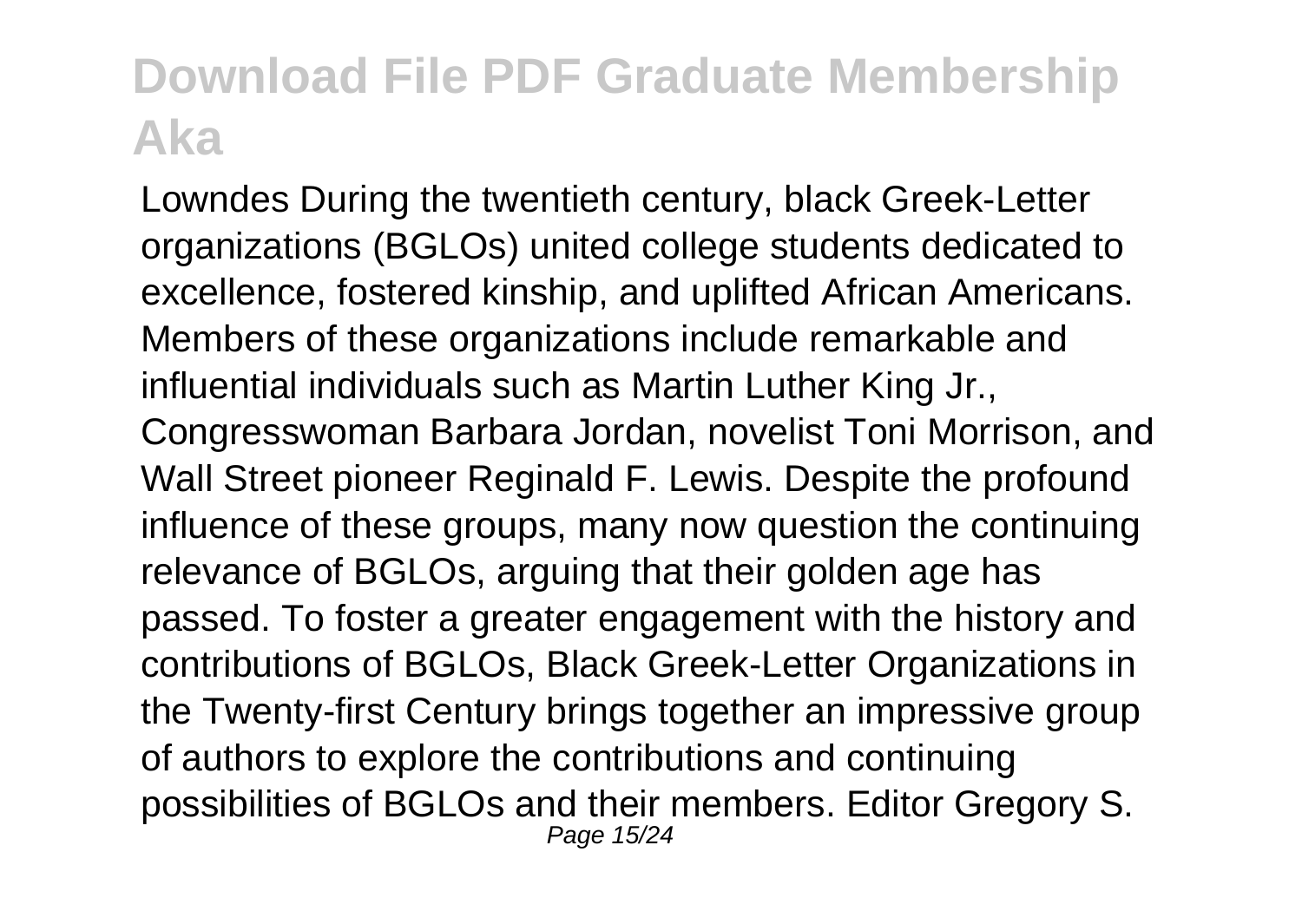Lowndes During the twentieth century, black Greek-Letter organizations (BGLOs) united college students dedicated to excellence, fostered kinship, and uplifted African Americans. Members of these organizations include remarkable and influential individuals such as Martin Luther King Jr., Congresswoman Barbara Jordan, novelist Toni Morrison, and Wall Street pioneer Reginald F. Lewis. Despite the profound influence of these groups, many now question the continuing relevance of BGLOs, arguing that their golden age has passed. To foster a greater engagement with the history and contributions of BGLOs, Black Greek-Letter Organizations in the Twenty-first Century brings together an impressive group of authors to explore the contributions and continuing possibilities of BGLOs and their members. Editor Gregory S.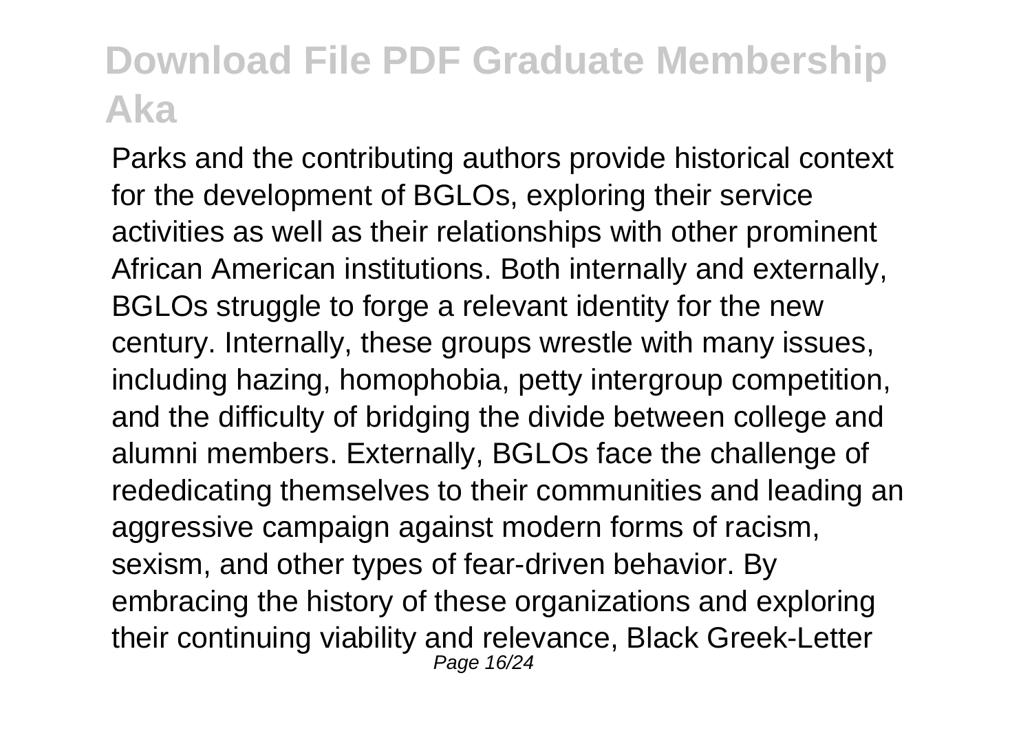Parks and the contributing authors provide historical context for the development of BGLOs, exploring their service activities as well as their relationships with other prominent African American institutions. Both internally and externally, BGLOs struggle to forge a relevant identity for the new century. Internally, these groups wrestle with many issues, including hazing, homophobia, petty intergroup competition, and the difficulty of bridging the divide between college and alumni members. Externally, BGLOs face the challenge of rededicating themselves to their communities and leading an aggressive campaign against modern forms of racism, sexism, and other types of fear-driven behavior. By embracing the history of these organizations and exploring their continuing viability and relevance, Black Greek-Letter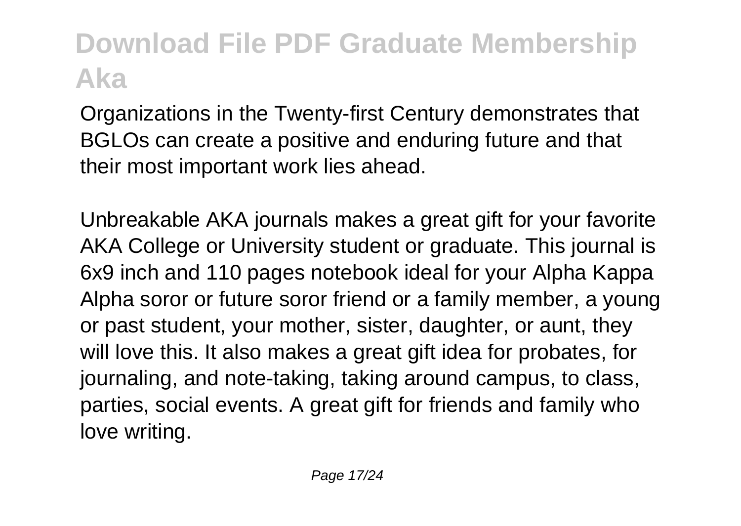Organizations in the Twenty-first Century demonstrates that BGLOs can create a positive and enduring future and that their most important work lies ahead.

Unbreakable AKA journals makes a great gift for your favorite AKA College or University student or graduate. This journal is 6x9 inch and 110 pages notebook ideal for your Alpha Kappa Alpha soror or future soror friend or a family member, a young or past student, your mother, sister, daughter, or aunt, they will love this. It also makes a great gift idea for probates, for journaling, and note-taking, taking around campus, to class, parties, social events. A great gift for friends and family who love writing.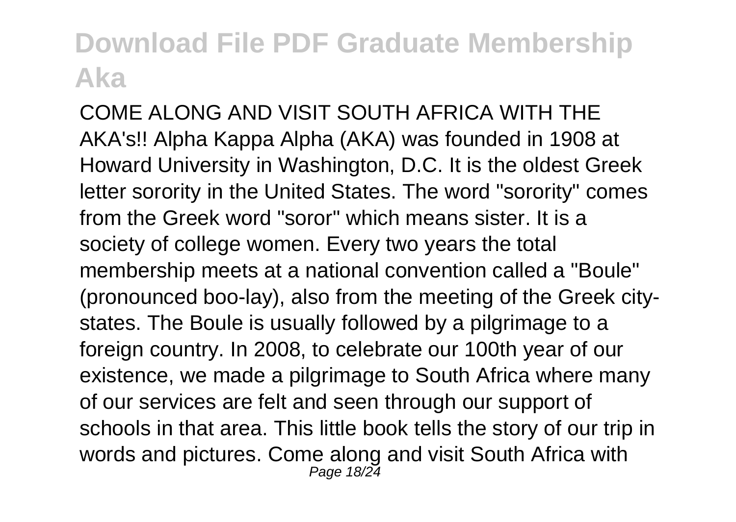COME ALONG AND VISIT SOUTH AFRICA WITH THE AKA's!! Alpha Kappa Alpha (AKA) was founded in 1908 at Howard University in Washington, D.C. It is the oldest Greek letter sorority in the United States. The word "sorority" comes from the Greek word "soror" which means sister. It is a society of college women. Every two years the total membership meets at a national convention called a "Boule" (pronounced boo-lay), also from the meeting of the Greek city-states. The Boule is usually followed by a pilgrimage to a foreign country. In 2008, to celebrate our 100th year of our existence, we made a pilgrimage to South Africa where many of our services are felt and seen through our support of schools in that area. This little book tells the story of our trip in words and pictures. Come along and visit South Africa with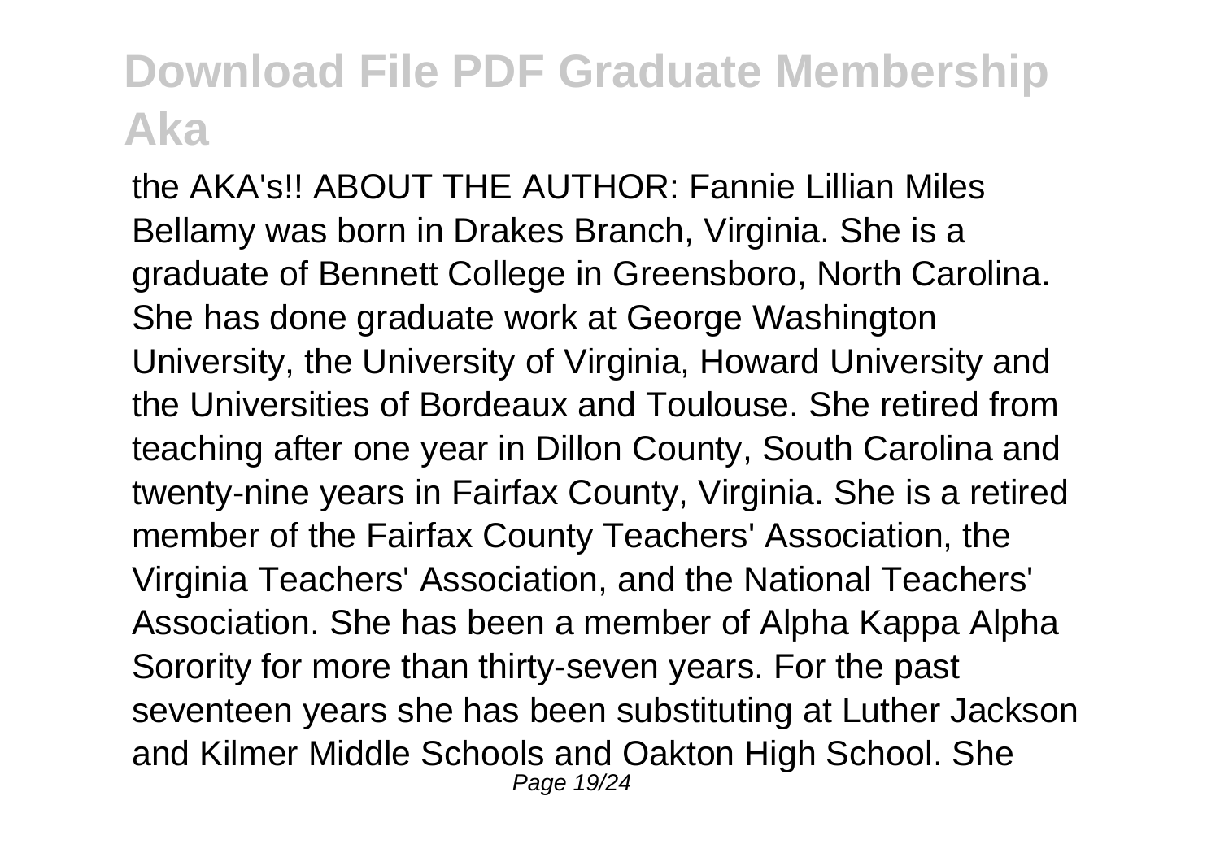the AKA's!! ABOUT THE AUTHOR: Fannie Lillian Miles Bellamy was born in Drakes Branch, Virginia. She is a graduate of Bennett College in Greensboro, North Carolina. She has done graduate work at George Washington University, the University of Virginia, Howard University and the Universities of Bordeaux and Toulouse. She retired from teaching after one year in Dillon County, South Carolina and twenty-nine years in Fairfax County, Virginia. She is a retired member of the Fairfax County Teachers' Association, the Virginia Teachers' Association, and the National Teachers' Association. She has been a member of Alpha Kappa Alpha Sorority for more than thirty-seven years. For the past seventeen years she has been substituting at Luther Jackson and Kilmer Middle Schools and Oakton High School. She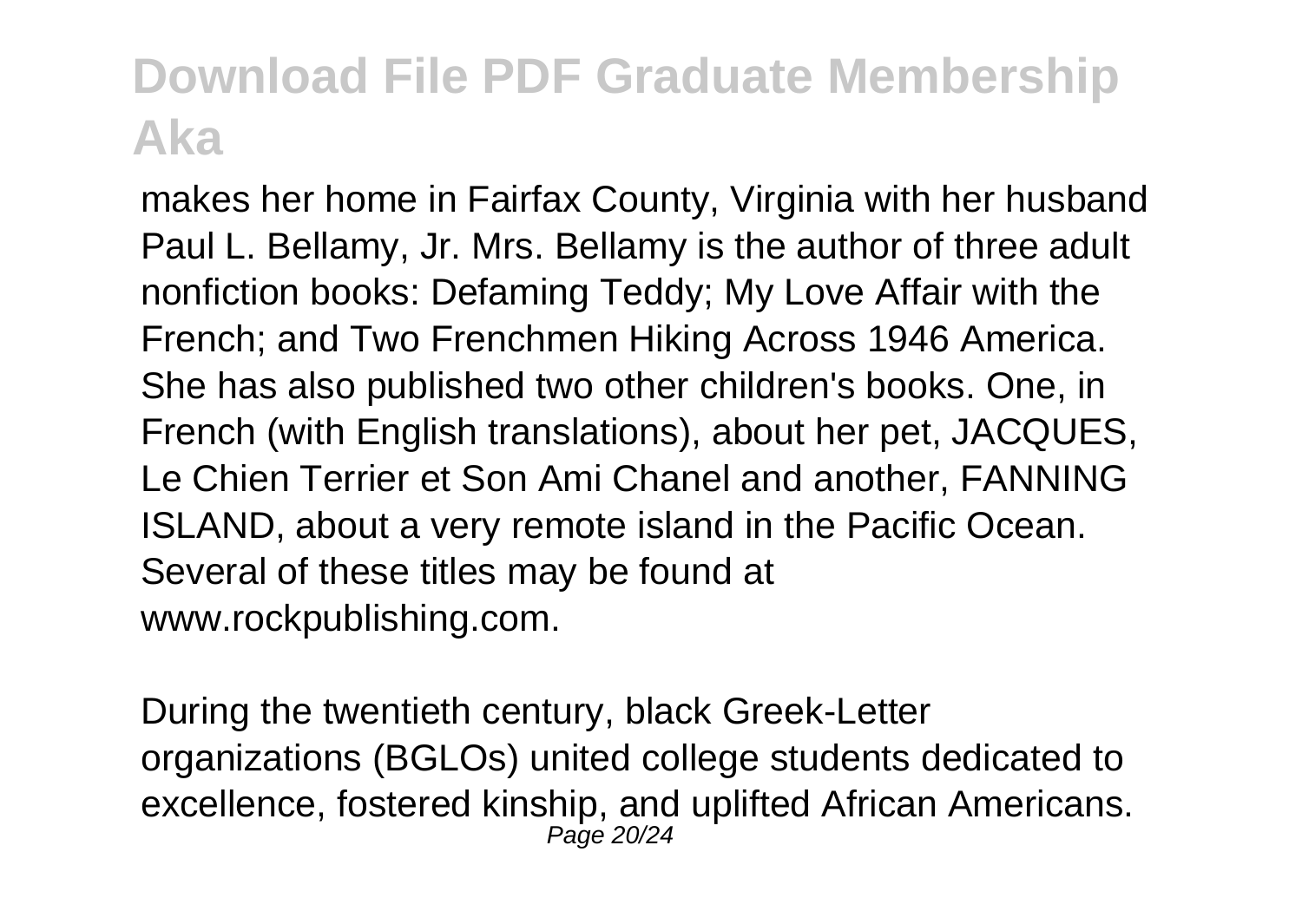makes her home in Fairfax County, Virginia with her husband Paul L. Bellamy, Jr. Mrs. Bellamy is the author of three adult nonfiction books: Defaming Teddy; My Love Affair with the French; and Two Frenchmen Hiking Across 1946 America. She has also published two other children's books. One, in French (with English translations), about her pet, JACQUES, Le Chien Terrier et Son Ami Chanel and another, FANNING ISLAND, about a very remote island in the Pacific Ocean. Several of these titles may be found at www.rockpublishing.com.

During the twentieth century, black Greek-Letter organizations (BGLOs) united college students dedicated to excellence, fostered kinship, and uplifted African Americans.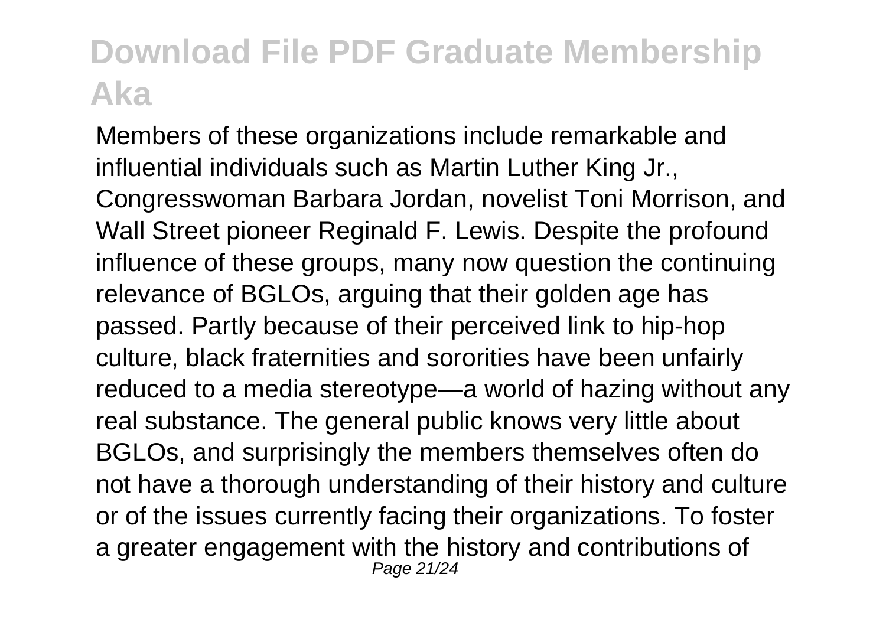Members of these organizations include remarkable and influential individuals such as Martin Luther King Jr., Congresswoman Barbara Jordan, novelist Toni Morrison, and Wall Street pioneer Reginald F. Lewis. Despite the profound influence of these groups, many now question the continuing relevance of BGLOs, arguing that their golden age has passed. Partly because of their perceived link to hip-hop culture, black fraternities and sororities have been unfairly reduced to a media stereotype—a world of hazing without any real substance. The general public knows very little about BGLOs, and surprisingly the members themselves often do not have a thorough understanding of their history and culture or of the issues currently facing their organizations. To foster a greater engagement with the history and contributions of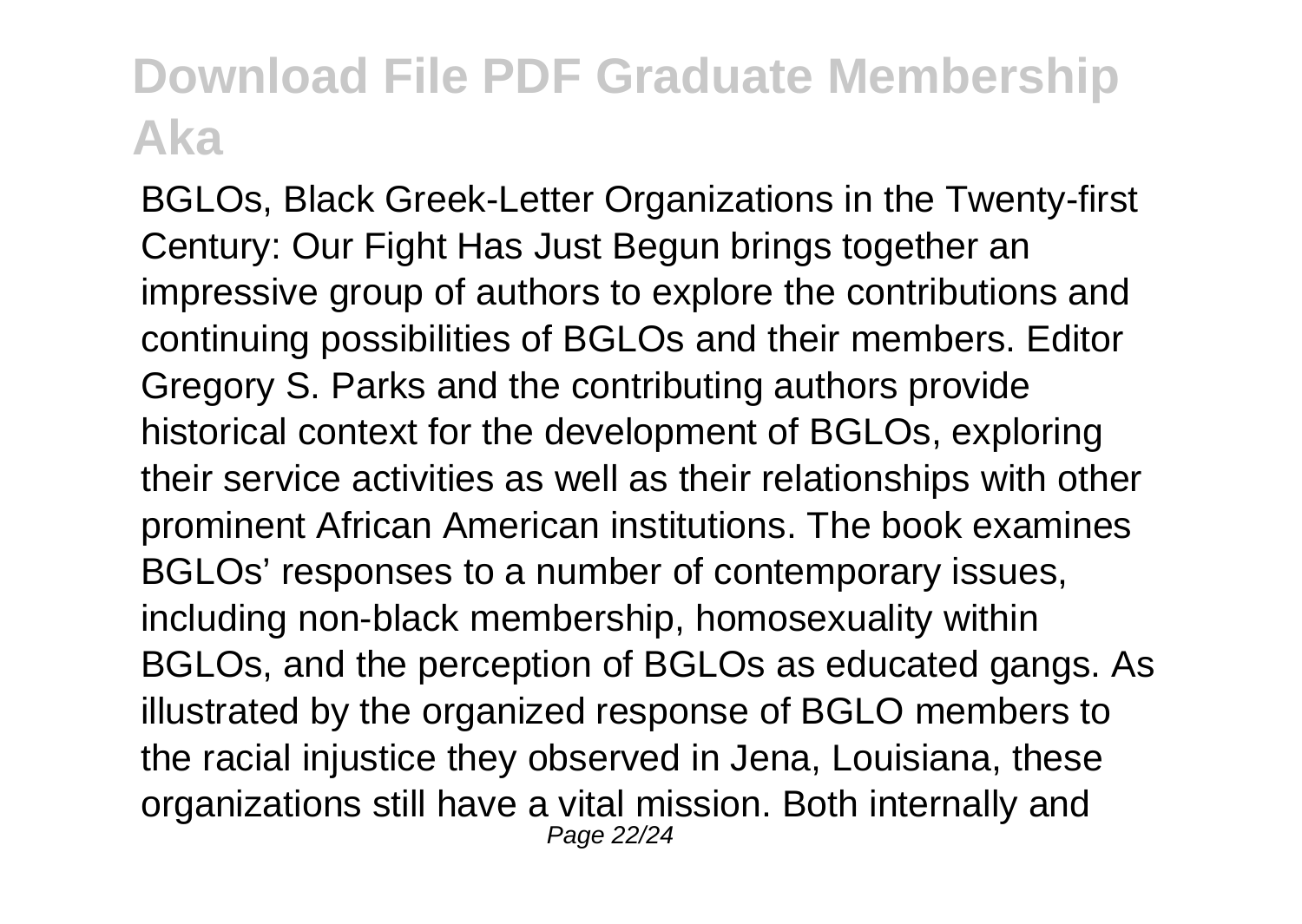BGLOs, Black Greek-Letter Organizations in the Twenty-first Century: Our Fight Has Just Begun brings together an impressive group of authors to explore the contributions and continuing possibilities of BGLOs and their members. Editor Gregory S. Parks and the contributing authors provide historical context for the development of BGLOs, exploring their service activities as well as their relationships with other prominent African American institutions. The book examines BGLOs' responses to a number of contemporary issues, including non-black membership, homosexuality within BGLOs, and the perception of BGLOs as educated gangs. As illustrated by the organized response of BGLO members to the racial injustice they observed in Jena, Louisiana, these organizations still have a vital mission. Both internally and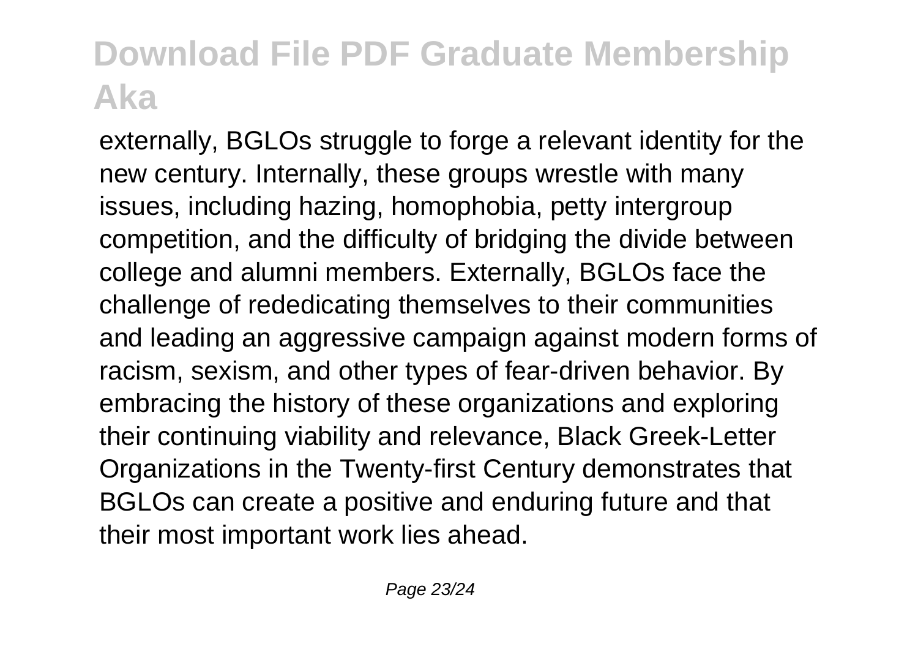externally, BGLOs struggle to forge a relevant identity for the new century. Internally, these groups wrestle with many issues, including hazing, homophobia, petty intergroup competition, and the difficulty of bridging the divide between college and alumni members. Externally, BGLOs face the challenge of rededicating themselves to their communities and leading an aggressive campaign against modern forms of racism, sexism, and other types of fear-driven behavior. By embracing the history of these organizations and exploring their continuing viability and relevance, Black Greek-Letter Organizations in the Twenty-first Century demonstrates that BGLOs can create a positive and enduring future and that their most important work lies ahead.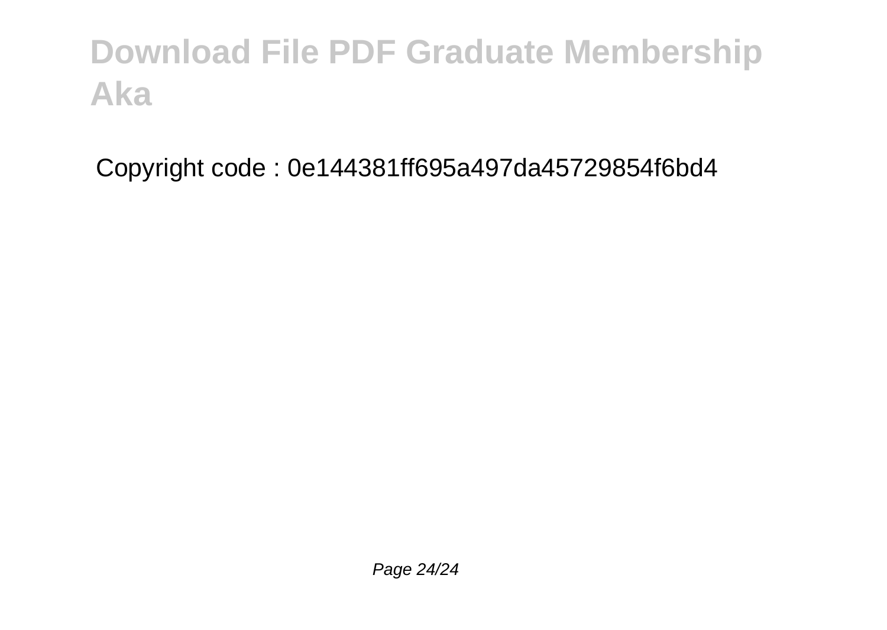Copyright code : 0e144381ff695a497da45729854f6bd4